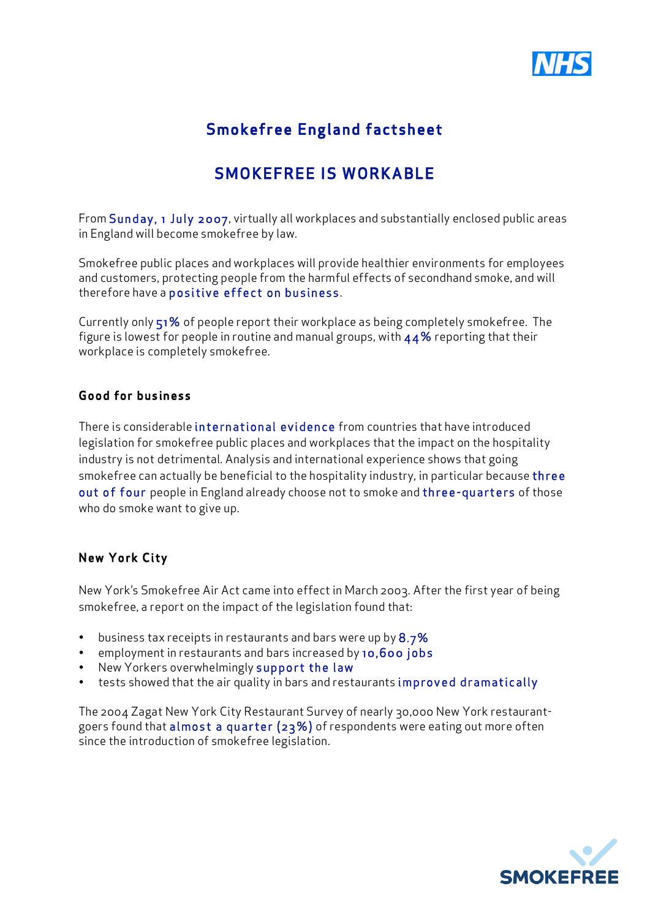# Smokefree England factsheet

## SMOKEFREE IS WORKABLE

From Sunday, 1 July 2007, virtually all workplaces and substantially enclosed public areas in England will become smokefree by law.

Smokefree public places and workplaces will provide healthier environments for employees and customers, protecting people from the harmful effects of secondhand smoke, and will therefore have a positive effect on business.

Currently only 51% of people report their workplace as being completely smokefree. The figure is lowest for people in routine and manual groups, with 44% reporting that their workplace is completely smokefree.

### Good for business

There is considerable international evidence from countries that have introduced legislation for smokefree public places and workplaces that the impact on the hospitality industry is not detrimental. Analysis and international experience shows that going smokefree can actually be beneficial to the hospitality industry, in particular because three out of four people in England already choose not to smoke and three-quarters of those who do smoke want to give up.

### New York City

New York's Smokefree Air Act came into effect in March 2003. After the first year of being smokefree, a report on the impact of the legislation found that:

- business tax receipts in restaurants and bars were up by 8.7%
- employment in restaurants and bars increased by 10,600 jobs
- New Yorkers overwhelmingly support the law
- tests showed that the air quality in bars and restaurants improved dramatically

The 2004 Zagat New York City Restaurant Survey of nearly 30,000 New York restaurant-goers found that almost a quarter (23%) of respondents were eating out more often since the introduction of smokefree legislation.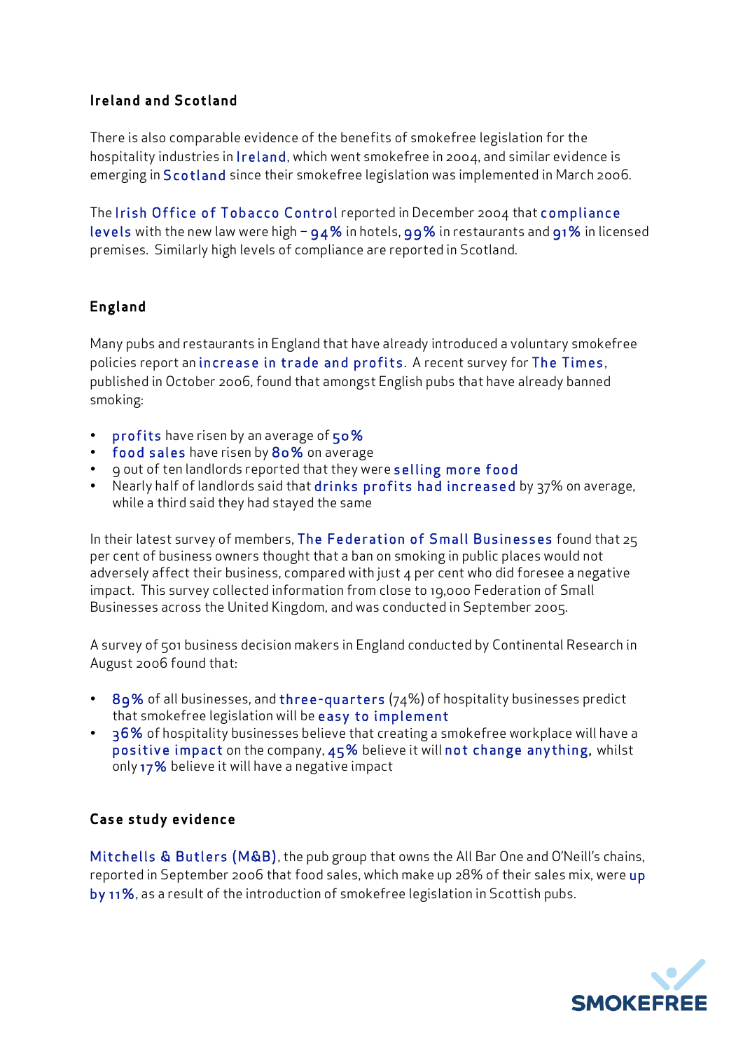## Ireland and Scotland

There is also comparable evidence of the benefits of smokefree legislation for the hospitality industries in Ireland, which went smokefree in 2004, and similar evidence is emerging in Scotland since their smokefree legislation was implemented in March 2006.

The Irish Office of Tobacco Control reported in December 2004 that compliance levels with the new law were high – 94% in hotels, 99% in restaurants and 91% in licensed premises. Similarly high levels of compliance are reported in Scotland.

## England

Many pubs and restaurants in England that have already introduced a voluntary smokefree policies report an increase in trade and profits. A recent survey for The Times, published in October 2006, found that amongst English pubs that have already banned smoking:

- profits have risen by an average of 50%
- food sales have risen by 80% on average
- 9 out of ten landlords reported that they were selling more food
- Nearly half of landlords said that drinks profits had increased by 37% on average, while a third said they had stayed the same

In their latest survey of members, The Federation of Small Businesses found that 25 per cent of business owners thought that a ban on smoking in public places would not adversely affect their business, compared with just 4 per cent who did foresee a negative impact. This survey collected information from close to 19,000 Federation of Small Businesses across the United Kingdom, and was conducted in September 2005.

A survey of 501 business decision makers in England conducted by Continental Research in August 2006 found that:

- 89% of all businesses, and three-quarters (74%) of hospitality businesses predict that smokefree legislation will be easy to implement
- 36% of hospitality businesses believe that creating a smokefree workplace will have a positive impact on the company, 45% believe it will not change anything, whilst only 17% believe it will have a negative impact

## Case study evidence

Mitchells & Butlers (M&B), the pub group that owns the All Bar One and O'Neill's chains, reported in September 2006 that food sales, which make up 28% of their sales mix, were up by 11%, as a result of the introduction of smokefree legislation in Scottish pubs.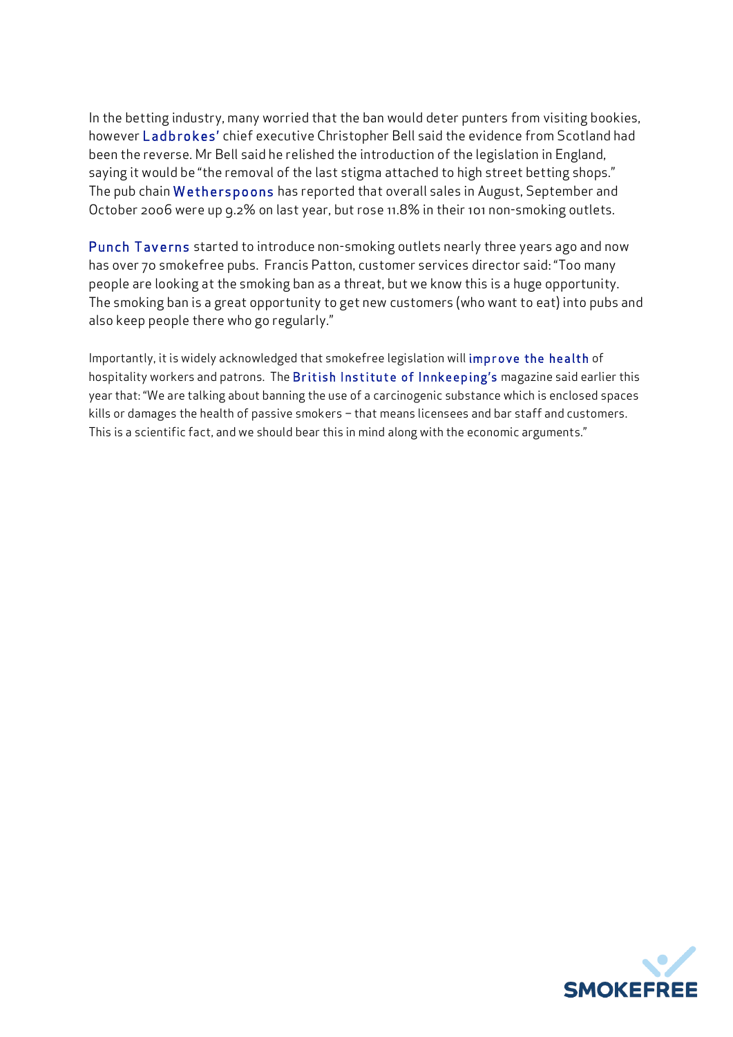In the betting industry, many worried that the ban would deter punters from visiting bookies, however Ladbrokes' chief executive Christopher Bell said the evidence from Scotland had been the reverse. Mr Bell said he relished the introduction of the legislation in England, saying it would be "the removal of the last stigma attached to high street betting shops." The pub chain Wetherspoons has reported that overall sales in August, September and October 2006 were up 9.2% on last year, but rose 11.8% in their 101 non-smoking outlets.

Punch Taverns started to introduce non-smoking outlets nearly three years ago and now has over 70 smokefree pubs. Francis Patton, customer services director said: "Too many people are looking at the smoking ban as a threat, but we know this is a huge opportunity. The smoking ban is a great opportunity to get new customers (who want to eat) into pubs and also keep people there who go regularly."

Importantly, it is widely acknowledged that smokefree legislation will improve the health of hospitality workers and patrons. The British Institute of Innkeeping's magazine said earlier this year that: "We are talking about banning the use of a carcinogenic substance which is enclosed spaces kills or damages the health of passive smokers – that means licensees and bar staff and customers. This is a scientific fact, and we should bear this in mind along with the economic arguments."